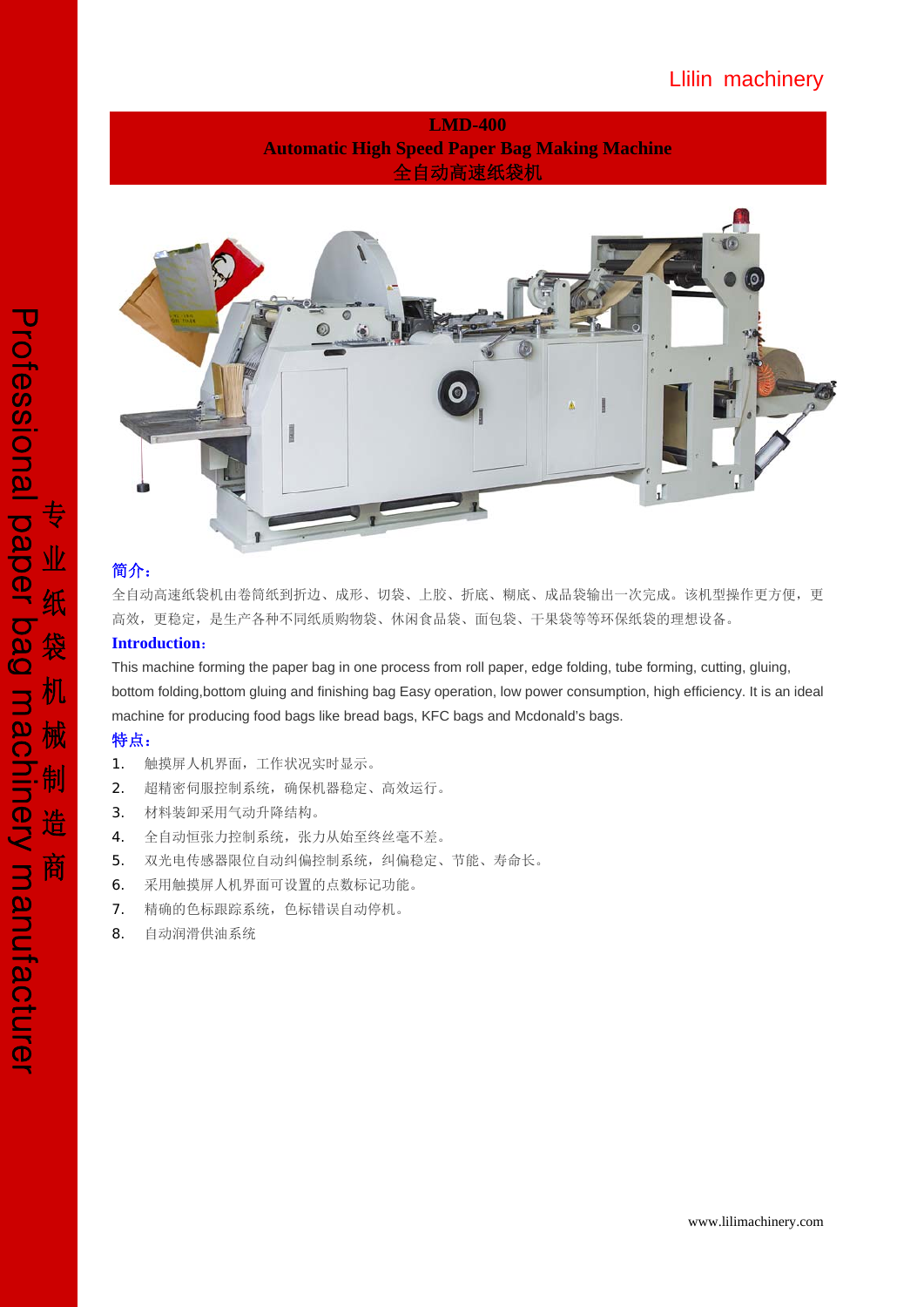Llilin machinery

# LMD-400
## Automatic High Speed Paper Bag Making Machine
## 全自动高速纸袋机

Professional paper bag machinery manufacturer

专业纸袋机械制造商

**简介：**

全自动高速纸袋机由卷筒纸到折边、成形、切袋、上胶、折底、糊底、成品袋输出一次完成。该机型操作更方便，更高效，更稳定，是生产各种不同纸质购物袋、休闲食品袋、面包袋、干果袋等等环保纸袋的理想设备。

**Introduction:**

This machine forming the paper bag in one process from roll paper, edge folding, tube forming, cutting, gluing, bottom folding,bottom gluing and finishing bag Easy operation, low power consumption, high efficiency. It is an ideal machine for producing food bags like bread bags, KFC bags and Mcdonald's bags.

**特点：**

1. 触摸屏人机界面，工作状况实时显示。
2. 超精密伺服控制系统，确保机器稳定、高效运行。
3. 材料装卸采用气动升降结构。
4. 全自动恒张力控制系统，张力从始至终丝毫不差。
5. 双光电传感器限位自动纠偏控制系统，纠偏稳定、节能、寿命长。
6. 采用触摸屏人机界面可设置的点数标记功能。
7. 精确的色标跟踪系统，色标错误自动停机。
8. 自动润滑供油系统

www.lilimachinery.com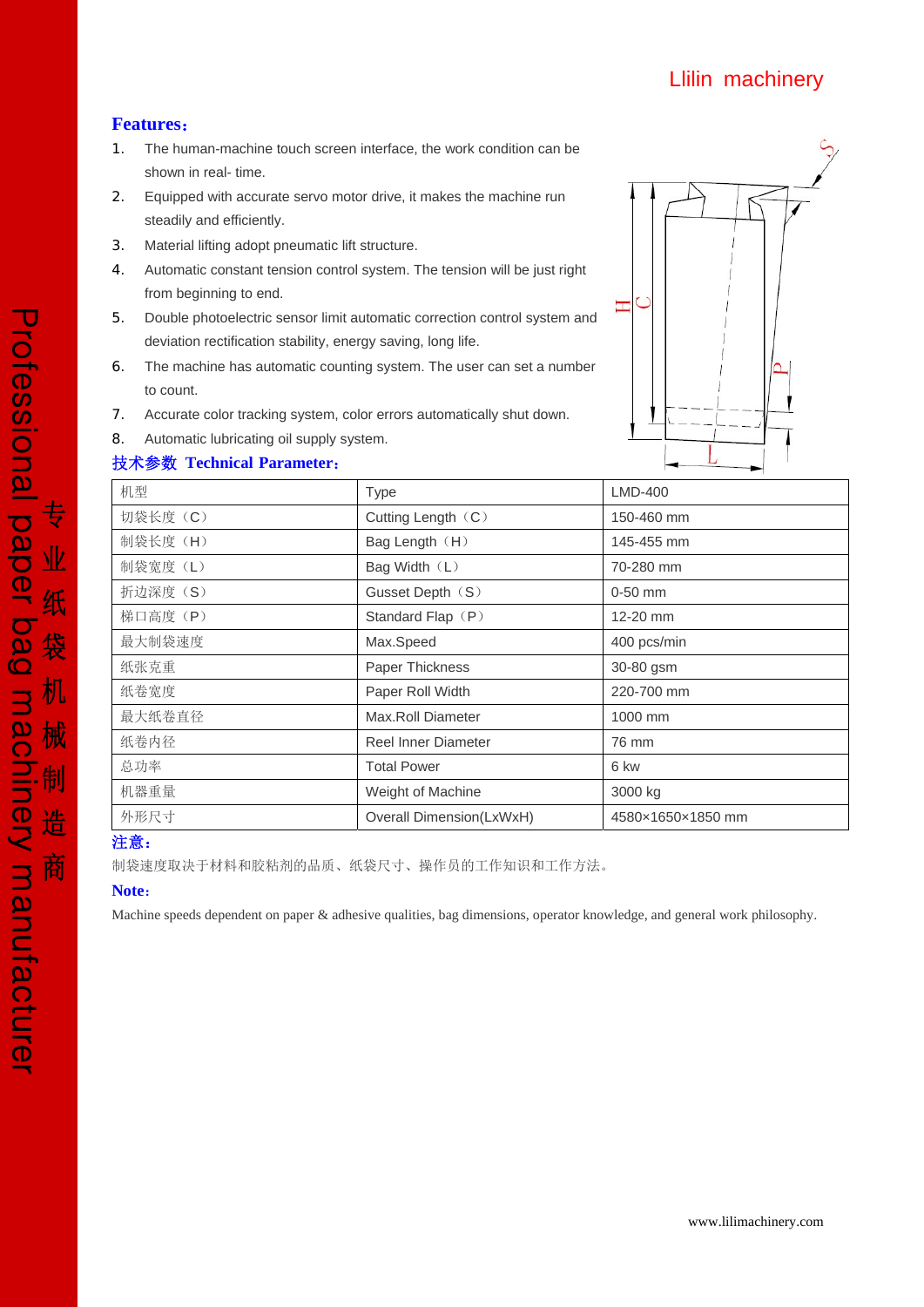## Features:

1. The human-machine touch screen interface, the work condition can be shown in real- time.
2. Equipped with accurate servo motor drive, it makes the machine run steadily and efficiently.
3. Material lifting adopt pneumatic lift structure.
4. Automatic constant tension control system. The tension will be just right from beginning to end.
5. Double photoelectric sensor limit automatic correction control system and deviation rectification stability, energy saving, long life.
6. The machine has automatic counting system. The user can set a number to count.
7. Accurate color tracking system, color errors automatically shut down.
8. Automatic lubricating oil supply system.

S
H
C
P
L

## 技术参数 Technical Parameter:

| | | |
|---|---|---|
| 机型 | Type | LMD-400 |
| 切袋长度（C） | Cutting Length（C） | 150-460 mm |
| 制袋长度（H） | Bag Length（H） | 145-455 mm |
| 制袋宽度（L） | Bag Width（L） | 70-280 mm |
| 折边深度（S） | Gusset Depth（S） | 0-50 mm |
| 梯口高度（P） | Standard Flap（P） | 12-20 mm |
| 最大制袋速度 | Max.Speed | 400 pcs/min |
| 纸张克重 | Paper Thickness | 30-80 gsm |
| 纸卷宽度 | Paper Roll Width | 220-700 mm |
| 最大纸卷直径 | Max.Roll Diameter | 1000 mm |
| 纸卷内径 | Reel Inner Diameter | 76 mm |
| 总功率 | Total Power | 6 kw |
| 机器重量 | Weight of Machine | 3000 kg |
| 外形尺寸 | Overall Dimension(LxWxH) | 4580×1650×1850 mm |

**注意：**

制袋速度取决于材料和胶粘剂的品质、纸袋尺寸、操作员的工作知识和工作方法。

**Note:**

Machine speeds dependent on paper & adhesive qualities, bag dimensions, operator knowledge, and general work philosophy.